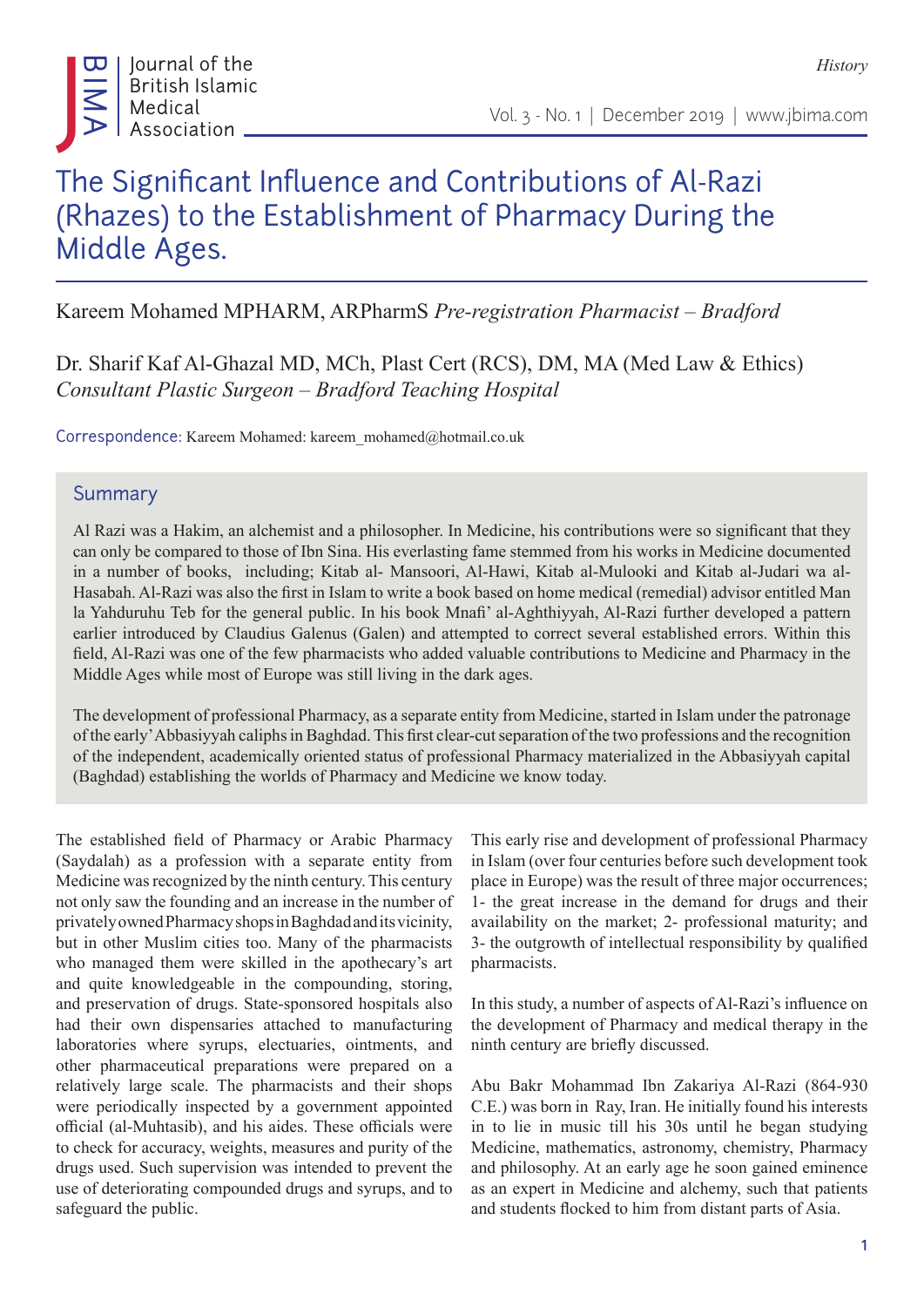*History*

# The Significant Influence and Contributions of Al-Razi (Rhazes) to the Establishment of Pharmacy During the Middle Ages.

Kareem Mohamed MPHARM, ARPharmS *Pre-registration Pharmacist – Bradford*

Dr. Sharif Kaf Al-Ghazal MD, MCh, Plast Cert (RCS), DM, MA (Med Law & Ethics)
*Consultant Plastic Surgeon – Bradford Teaching Hospital*

Correspondence: Kareem Mohamed: kareem_mohamed@hotmail.co.uk

## Summary

Al Razi was a Hakim, an alchemist and a philosopher. In Medicine, his contributions were so significant that they can only be compared to those of Ibn Sina. His everlasting fame stemmed from his works in Medicine documented in a number of books, including; Kitab al- Mansoori, Al-Hawi, Kitab al-Mulooki and Kitab al-Judari wa al-Hasabah. Al-Razi was also the first in Islam to write a book based on home medical (remedial) advisor entitled Man la Yahduruhu Teb for the general public. In his book Mnafi' al-Aghthiyyah, Al-Razi further developed a pattern earlier introduced by Claudius Galenus (Galen) and attempted to correct several established errors. Within this field, Al-Razi was one of the few pharmacists who added valuable contributions to Medicine and Pharmacy in the Middle Ages while most of Europe was still living in the dark ages.

The development of professional Pharmacy, as a separate entity from Medicine, started in Islam under the patronage of the early' Abbasiyyah caliphs in Baghdad. This first clear-cut separation of the two professions and the recognition of the independent, academically oriented status of professional Pharmacy materialized in the Abbasiyyah capital (Baghdad) establishing the worlds of Pharmacy and Medicine we know today.

The established field of Pharmacy or Arabic Pharmacy (Saydalah) as a profession with a separate entity from Medicine was recognized by the ninth century. This century not only saw the founding and an increase in the number of privately owned Pharmacy shops in Baghdad and its vicinity, but in other Muslim cities too. Many of the pharmacists who managed them were skilled in the apothecary's art and quite knowledgeable in the compounding, storing, and preservation of drugs. State-sponsored hospitals also had their own dispensaries attached to manufacturing laboratories where syrups, electuaries, ointments, and other pharmaceutical preparations were prepared on a relatively large scale. The pharmacists and their shops were periodically inspected by a government appointed official (al-Muhtasib), and his aides. These officials were to check for accuracy, weights, measures and purity of the drugs used. Such supervision was intended to prevent the use of deteriorating compounded drugs and syrups, and to safeguard the public.

This early rise and development of professional Pharmacy in Islam (over four centuries before such development took place in Europe) was the result of three major occurrences; 1- the great increase in the demand for drugs and their availability on the market; 2- professional maturity; and 3- the outgrowth of intellectual responsibility by qualified pharmacists.

In this study, a number of aspects of Al-Razi's influence on the development of Pharmacy and medical therapy in the ninth century are briefly discussed.

Abu Bakr Mohammad Ibn Zakariya Al-Razi (864-930 C.E.) was born in Ray, Iran. He initially found his interests in to lie in music till his 30s until he began studying Medicine, mathematics, astronomy, chemistry, Pharmacy and philosophy. At an early age he soon gained eminence as an expert in Medicine and alchemy, such that patients and students flocked to him from distant parts of Asia.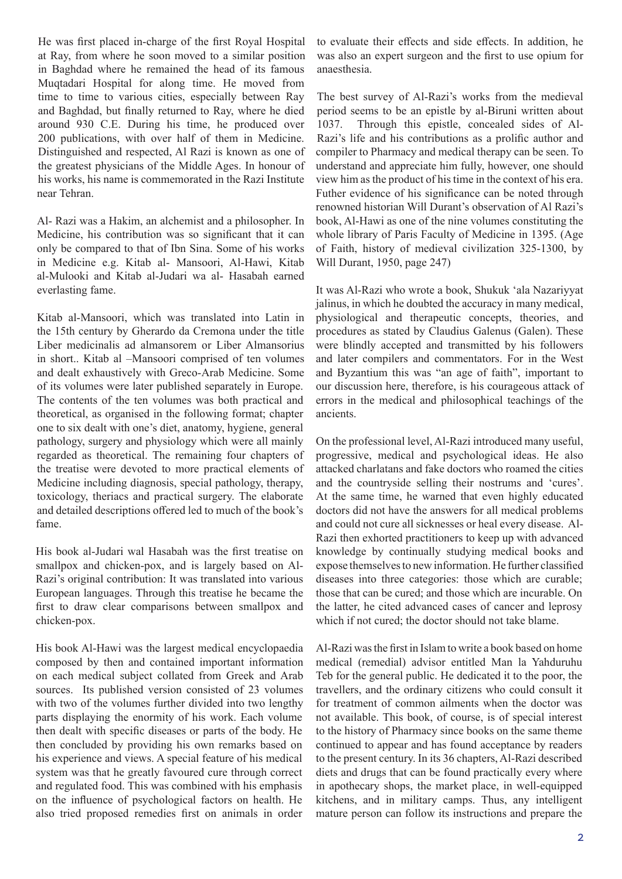He was first placed in-charge of the first Royal Hospital at Ray, from where he soon moved to a similar position in Baghdad where he remained the head of its famous Muqtadari Hospital for along time. He moved from time to time to various cities, especially between Ray and Baghdad, but finally returned to Ray, where he died around 930 C.E. During his time, he produced over 200 publications, with over half of them in Medicine. Distinguished and respected, Al Razi is known as one of the greatest physicians of the Middle Ages. In honour of his works, his name is commemorated in the Razi Institute near Tehran.

Al- Razi was a Hakim, an alchemist and a philosopher. In Medicine, his contribution was so significant that it can only be compared to that of Ibn Sina. Some of his works in Medicine e.g. Kitab al- Mansoori, Al-Hawi, Kitab al-Mulooki and Kitab al-Judari wa al- Hasabah earned everlasting fame.

Kitab al-Mansoori, which was translated into Latin in the 15th century by Gherardo da Cremona under the title Liber medicinalis ad almansorem or Liber Almansorius in short.. Kitab al –Mansoori comprised of ten volumes and dealt exhaustively with Greco-Arab Medicine. Some of its volumes were later published separately in Europe. The contents of the ten volumes was both practical and theoretical, as organised in the following format; chapter one to six dealt with one's diet, anatomy, hygiene, general pathology, surgery and physiology which were all mainly regarded as theoretical. The remaining four chapters of the treatise were devoted to more practical elements of Medicine including diagnosis, special pathology, therapy, toxicology, theriacs and practical surgery. The elaborate and detailed descriptions offered led to much of the book's fame.

His book al-Judari wal Hasabah was the first treatise on smallpox and chicken-pox, and is largely based on Al-Razi's original contribution: It was translated into various European languages. Through this treatise he became the first to draw clear comparisons between smallpox and chicken-pox.

His book Al-Hawi was the largest medical encyclopaedia composed by then and contained important information on each medical subject collated from Greek and Arab sources. Its published version consisted of 23 volumes with two of the volumes further divided into two lengthy parts displaying the enormity of his work. Each volume then dealt with specific diseases or parts of the body. He then concluded by providing his own remarks based on his experience and views. A special feature of his medical system was that he greatly favoured cure through correct and regulated food. This was combined with his emphasis on the influence of psychological factors on health. He also tried proposed remedies first on animals in order to evaluate their effects and side effects. In addition, he was also an expert surgeon and the first to use opium for anaesthesia.

The best survey of Al-Razi's works from the medieval period seems to be an epistle by al-Biruni written about 1037. Through this epistle, concealed sides of Al-Razi's life and his contributions as a prolific author and compiler to Pharmacy and medical therapy can be seen. To understand and appreciate him fully, however, one should view him as the product of his time in the context of his era. Futher evidence of his significance can be noted through renowned historian Will Durant's observation of Al Razi's book, Al-Hawi as one of the nine volumes constituting the whole library of Paris Faculty of Medicine in 1395. (Age of Faith, history of medieval civilization 325-1300, by Will Durant, 1950, page 247)

It was Al-Razi who wrote a book, Shukuk 'ala Nazariyyat jalinus, in which he doubted the accuracy in many medical, physiological and therapeutic concepts, theories, and procedures as stated by Claudius Galenus (Galen). These were blindly accepted and transmitted by his followers and later compilers and commentators. For in the West and Byzantium this was "an age of faith", important to our discussion here, therefore, is his courageous attack of errors in the medical and philosophical teachings of the ancients.

On the professional level, Al-Razi introduced many useful, progressive, medical and psychological ideas. He also attacked charlatans and fake doctors who roamed the cities and the countryside selling their nostrums and 'cures'. At the same time, he warned that even highly educated doctors did not have the answers for all medical problems and could not cure all sicknesses or heal every disease. Al-Razi then exhorted practitioners to keep up with advanced knowledge by continually studying medical books and expose themselves to new information. He further classified diseases into three categories: those which are curable; those that can be cured; and those which are incurable. On the latter, he cited advanced cases of cancer and leprosy which if not cured; the doctor should not take blame.

Al-Razi was the first in Islam to write a book based on home medical (remedial) advisor entitled Man la Yahduruhu Teb for the general public. He dedicated it to the poor, the travellers, and the ordinary citizens who could consult it for treatment of common ailments when the doctor was not available. This book, of course, is of special interest to the history of Pharmacy since books on the same theme continued to appear and has found acceptance by readers to the present century. In its 36 chapters, Al-Razi described diets and drugs that can be found practically every where in apothecary shops, the market place, in well-equipped kitchens, and in military camps. Thus, any intelligent mature person can follow its instructions and prepare the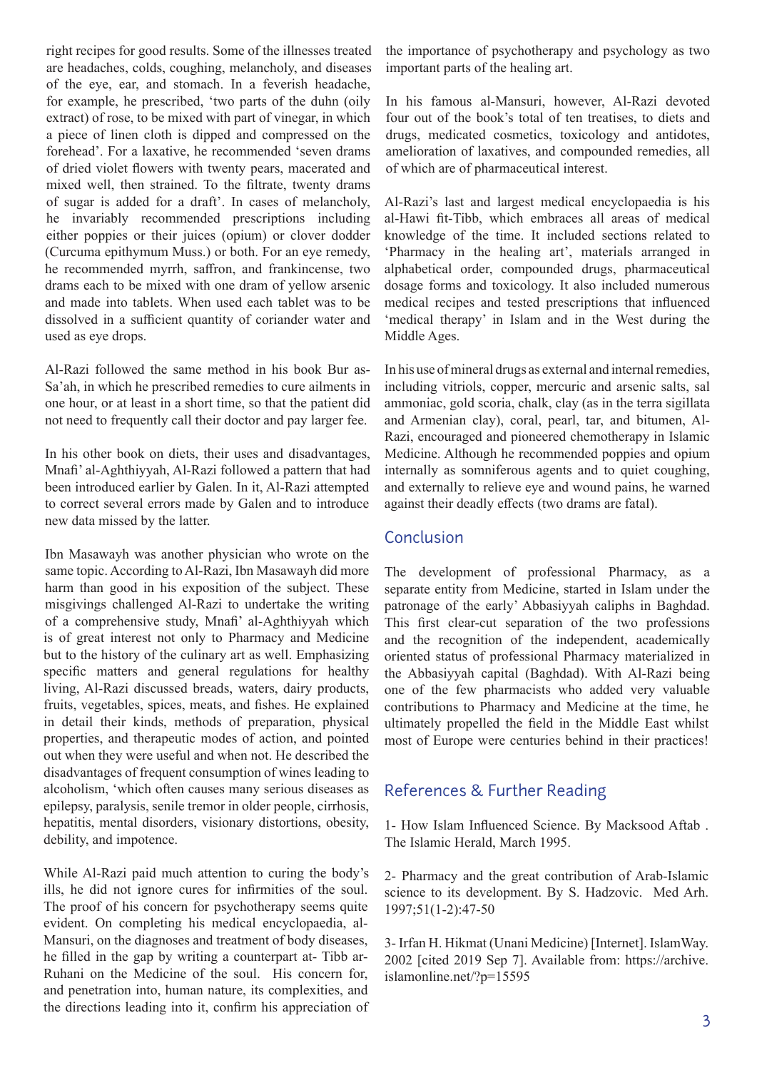right recipes for good results. Some of the illnesses treated are headaches, colds, coughing, melancholy, and diseases of the eye, ear, and stomach. In a feverish headache, for example, he prescribed, 'two parts of the duhn (oily extract) of rose, to be mixed with part of vinegar, in which a piece of linen cloth is dipped and compressed on the forehead'. For a laxative, he recommended 'seven drams of dried violet flowers with twenty pears, macerated and mixed well, then strained. To the filtrate, twenty drams of sugar is added for a draft'. In cases of melancholy, he invariably recommended prescriptions including either poppies or their juices (opium) or clover dodder (Curcuma epithymum Muss.) or both. For an eye remedy, he recommended myrrh, saffron, and frankincense, two drams each to be mixed with one dram of yellow arsenic and made into tablets. When used each tablet was to be dissolved in a sufficient quantity of coriander water and used as eye drops.

Al-Razi followed the same method in his book Bur as-Sa'ah, in which he prescribed remedies to cure ailments in one hour, or at least in a short time, so that the patient did not need to frequently call their doctor and pay larger fee.

In his other book on diets, their uses and disadvantages, Mnafi' al-Aghthiyyah, Al-Razi followed a pattern that had been introduced earlier by Galen. In it, Al-Razi attempted to correct several errors made by Galen and to introduce new data missed by the latter.

Ibn Masawayh was another physician who wrote on the same topic. According to Al-Razi, Ibn Masawayh did more harm than good in his exposition of the subject. These misgivings challenged Al-Razi to undertake the writing of a comprehensive study, Mnafi' al-Aghthiyyah which is of great interest not only to Pharmacy and Medicine but to the history of the culinary art as well. Emphasizing specific matters and general regulations for healthy living, Al-Razi discussed breads, waters, dairy products, fruits, vegetables, spices, meats, and fishes. He explained in detail their kinds, methods of preparation, physical properties, and therapeutic modes of action, and pointed out when they were useful and when not. He described the disadvantages of frequent consumption of wines leading to alcoholism, 'which often causes many serious diseases as epilepsy, paralysis, senile tremor in older people, cirrhosis, hepatitis, mental disorders, visionary distortions, obesity, debility, and impotence.

While Al-Razi paid much attention to curing the body's ills, he did not ignore cures for infirmities of the soul. The proof of his concern for psychotherapy seems quite evident. On completing his medical encyclopaedia, al-Mansuri, on the diagnoses and treatment of body diseases, he filled in the gap by writing a counterpart at- Tibb ar-Ruhani on the Medicine of the soul. His concern for, and penetration into, human nature, its complexities, and the directions leading into it, confirm his appreciation of the importance of psychotherapy and psychology as two important parts of the healing art.

In his famous al-Mansuri, however, Al-Razi devoted four out of the book's total of ten treatises, to diets and drugs, medicated cosmetics, toxicology and antidotes, amelioration of laxatives, and compounded remedies, all of which are of pharmaceutical interest.

Al-Razi's last and largest medical encyclopaedia is his al-Hawi fit-Tibb, which embraces all areas of medical knowledge of the time. It included sections related to 'Pharmacy in the healing art', materials arranged in alphabetical order, compounded drugs, pharmaceutical dosage forms and toxicology. It also included numerous medical recipes and tested prescriptions that influenced 'medical therapy' in Islam and in the West during the Middle Ages.

In his use of mineral drugs as external and internal remedies, including vitriols, copper, mercuric and arsenic salts, sal ammoniac, gold scoria, chalk, clay (as in the terra sigillata and Armenian clay), coral, pearl, tar, and bitumen, Al-Razi, encouraged and pioneered chemotherapy in Islamic Medicine. Although he recommended poppies and opium internally as somniferous agents and to quiet coughing, and externally to relieve eye and wound pains, he warned against their deadly effects (two drams are fatal).

## Conclusion

The development of professional Pharmacy, as a separate entity from Medicine, started in Islam under the patronage of the early' Abbasiyyah caliphs in Baghdad. This first clear-cut separation of the two professions and the recognition of the independent, academically oriented status of professional Pharmacy materialized in the Abbasiyyah capital (Baghdad). With Al-Razi being one of the few pharmacists who added very valuable contributions to Pharmacy and Medicine at the time, he ultimately propelled the field in the Middle East whilst most of Europe were centuries behind in their practices!

## References & Further Reading

1- How Islam Influenced Science. By Macksood Aftab . The Islamic Herald, March 1995.

2- Pharmacy and the great contribution of Arab-Islamic science to its development. By S. Hadzovic. Med Arh. 1997;51(1-2):47-50

3- Irfan H. Hikmat (Unani Medicine) [Internet]. IslamWay. 2002 [cited 2019 Sep 7]. Available from: https://archive.islamonline.net/?p=15595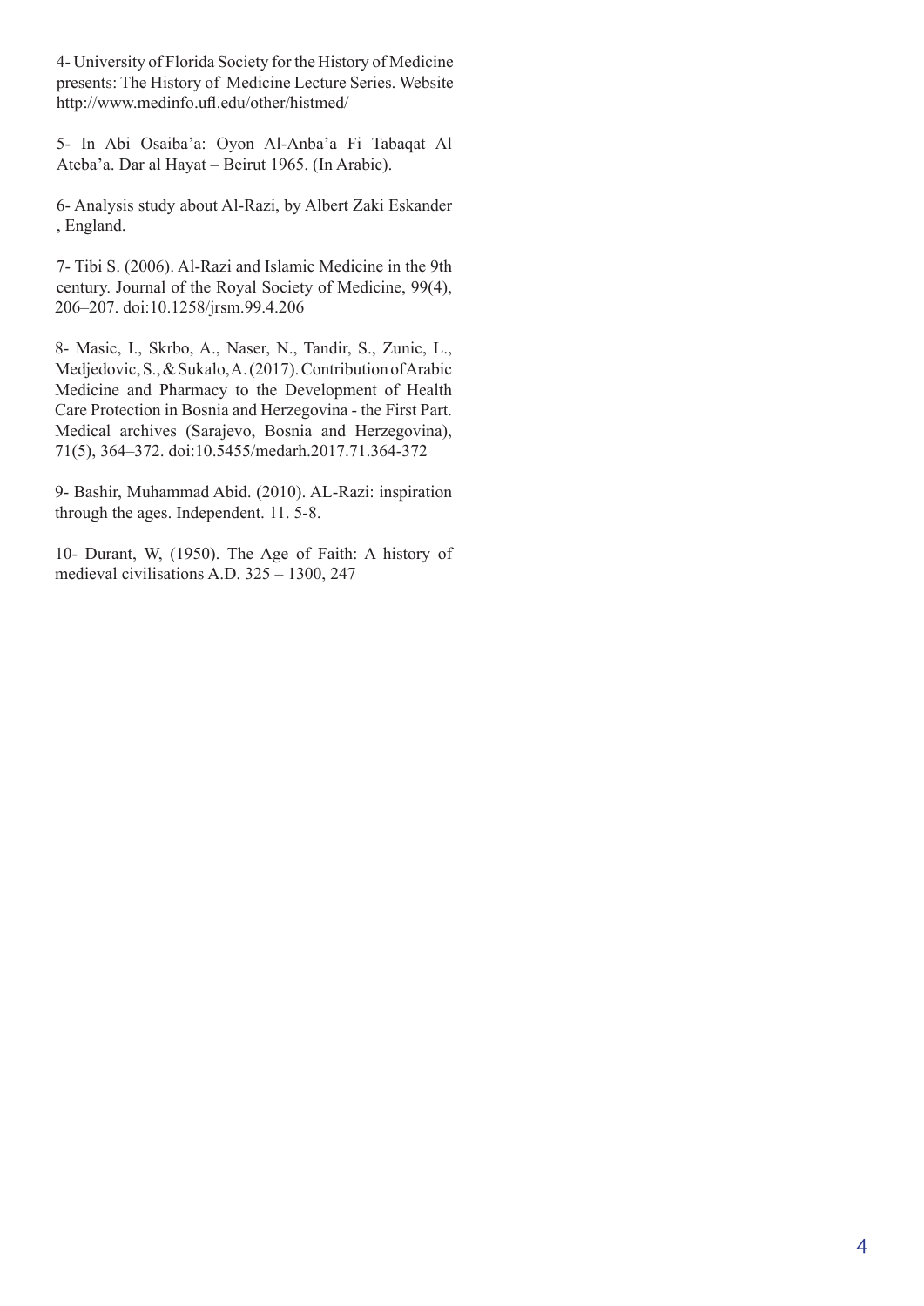4- University of Florida Society for the History of Medicine presents: The History of Medicine Lecture Series. Website http://www.medinfo.ufl.edu/other/histmed/

5- In Abi Osaiba'a: Oyon Al-Anba'a Fi Tabaqat Al Ateba'a. Dar al Hayat – Beirut 1965. (In Arabic).

6- Analysis study about Al-Razi, by Albert Zaki Eskander , England.

7- Tibi S. (2006). Al-Razi and Islamic Medicine in the 9th century. Journal of the Royal Society of Medicine, 99(4), 206–207. doi:10.1258/jrsm.99.4.206

8- Masic, I., Skrbo, A., Naser, N., Tandir, S., Zunic, L., Medjedovic, S., & Sukalo, A. (2017). Contribution of Arabic Medicine and Pharmacy to the Development of Health Care Protection in Bosnia and Herzegovina - the First Part. Medical archives (Sarajevo, Bosnia and Herzegovina), 71(5), 364–372. doi:10.5455/medarh.2017.71.364-372

9- Bashir, Muhammad Abid. (2010). AL-Razi: inspiration through the ages. Independent. 11. 5-8.

10- Durant, W, (1950). The Age of Faith: A history of medieval civilisations A.D. 325 – 1300, 247